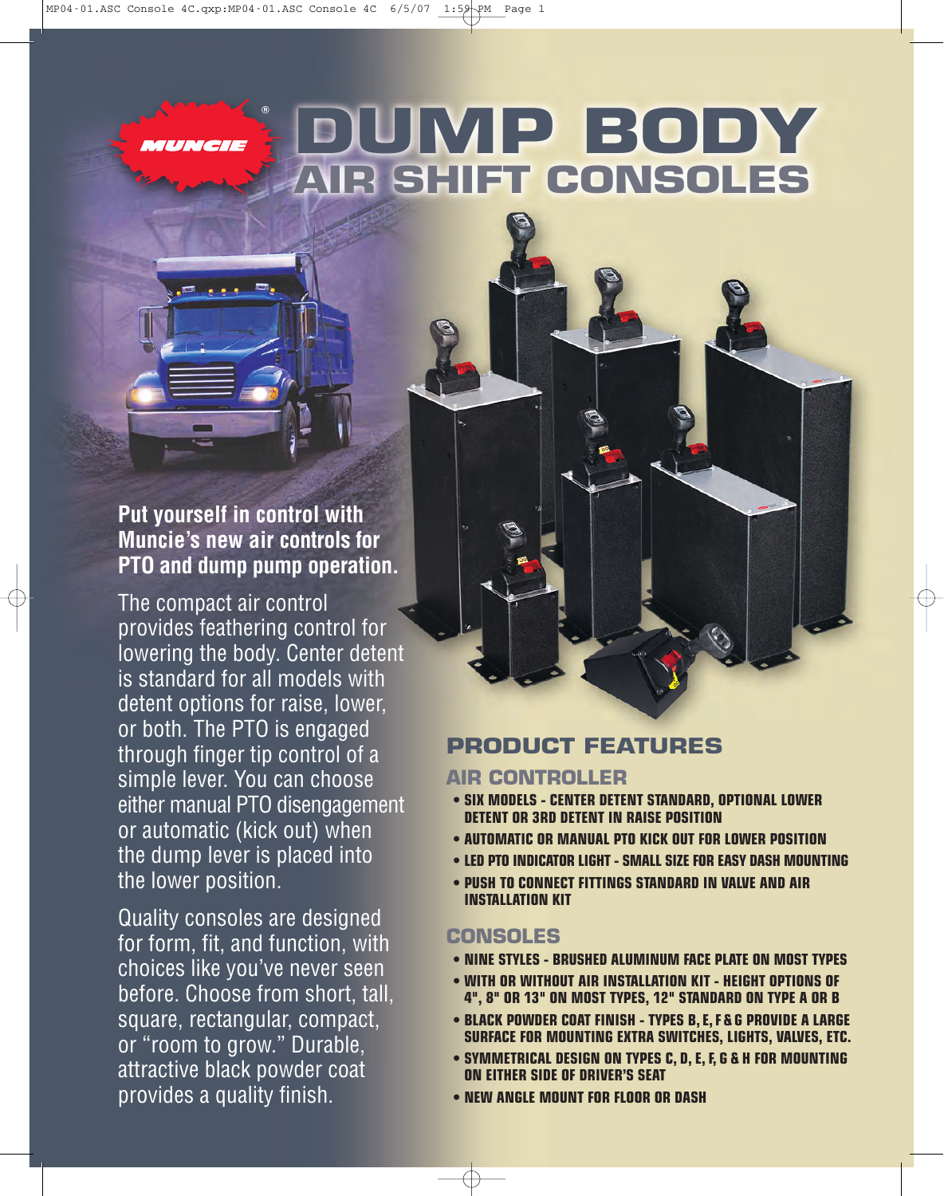# MUNCIE® DUMP BODY AIR SHIFT CONSOLES

**Put yourself in control with Muncie's new air controls for PTO and dump pump operation.**

The compact air control provides feathering control for lowering the body. Center detent is standard for all models with detent options for raise, lower, or both. The PTO is engaged through finger tip control of a simple lever. You can choose either manual PTO disengagement or automatic (kick out) when the dump lever is placed into the lower position.

Quality consoles are designed for form, fit, and function, with choices like you've never seen before. Choose from short, tall, square, rectangular, compact, or "room to grow." Durable, attractive black powder coat provides a quality finish.

## PRODUCT FEATURES

### AIR CONTROLLER

- SIX MODELS - CENTER DETENT STANDARD, OPTIONAL LOWER DETENT OR 3RD DETENT IN RAISE POSITION
- AUTOMATIC OR MANUAL PTO KICK OUT FOR LOWER POSITION
- LED PTO INDICATOR LIGHT - SMALL SIZE FOR EASY DASH MOUNTING
- PUSH TO CONNECT FITTINGS STANDARD IN VALVE AND AIR INSTALLATION KIT

### CONSOLES

- NINE STYLES - BRUSHED ALUMINUM FACE PLATE ON MOST TYPES
- WITH OR WITHOUT AIR INSTALLATION KIT - HEIGHT OPTIONS OF 4", 8" OR 13" ON MOST TYPES, 12" STANDARD ON TYPE A OR B
- BLACK POWDER COAT FINISH - TYPES B, E, F & G PROVIDE A LARGE SURFACE FOR MOUNTING EXTRA SWITCHES, LIGHTS, VALVES, ETC.
- SYMMETRICAL DESIGN ON TYPES C, D, E, F, G & H FOR MOUNTING ON EITHER SIDE OF DRIVER'S SEAT
- NEW ANGLE MOUNT FOR FLOOR OR DASH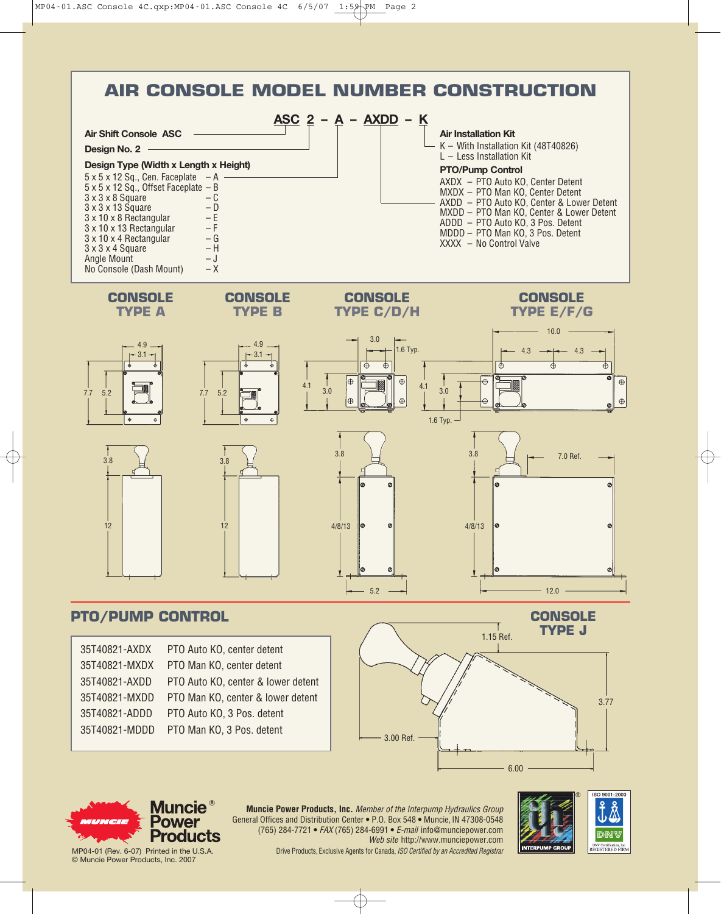# AIR CONSOLE MODEL NUMBER CONSTRUCTION

**ASC 2 – A – AXDD – K**

**Air Shift Console ASC**

**Design No. 2**

**Design Type (Width x Length x Height)**

5 x 5 x 12 Sq., Cen. Faceplate – A
5 x 5 x 12 Sq., Offset Faceplate – B
3 x 3 x 8 Square – C
3 x 3 x 13 Square – D
3 x 10 x 8 Rectangular – E
3 x 10 x 13 Rectangular – F
3 x 10 x 4 Rectangular – G
3 x 3 x 4 Square – H
Angle Mount – J
No Console (Dash Mount) – X

**Air Installation Kit**

K – With Installation Kit (48T40826)
L – Less Installation Kit

**PTO/Pump Control**

AXDX – PTO Auto KO, Center Detent
MXDX – PTO Man KO, Center Detent
AXDD – PTO Auto KO, Center & Lower Detent
MXDD – PTO Man KO, Center & Lower Detent
ADDD – PTO Auto KO, 3 Pos. Detent
MDDD – PTO Man KO, 3 Pos. Detent
XXXX – No Control Valve

## CONSOLE TYPE A

4.9
3.1
7.7
5.2
3.8
12

## CONSOLE TYPE B

4.9
3.1
7.7
5.2
3.8
12

## CONSOLE TYPE C/D/H

3.0
1.6 Typ.
4.1
3.0
3.8
4/8/13
5.2

## CONSOLE TYPE E/F/G

10.0
4.3
4.3
4.1
3.0
1.6 Typ.
3.8
7.0 Ref.
4/8/13
12.0

## PTO/PUMP CONTROL

| | |
|---|---|
| 35T40821-AXDX | PTO Auto KO, center detent |
| 35T40821-MXDX | PTO Man KO, center detent |
| 35T40821-AXDD | PTO Auto KO, center & lower detent |
| 35T40821-MXDD | PTO Man KO, center & lower detent |
| 35T40821-ADDD | PTO Auto KO, 3 Pos. detent |
| 35T40821-MDDD | PTO Man KO, 3 Pos. detent |

## CONSOLE TYPE J

1.15 Ref.
3.77
3.00 Ref.
6.00

Muncie Power Products®

MP04-01 (Rev. 6-07) Printed in the U.S.A.
© Muncie Power Products, Inc. 2007

**Muncie Power Products, Inc.** *Member of the Interpump Hydraulics Group*
General Offices and Distribution Center • P.O. Box 548 • Muncie, IN 47308-0548
(765) 284-7721 • *FAX* (765) 284-6991 • *E-mail* info@munciepower.com
*Web site* http://www.munciepower.com
Drive Products, Exclusive Agents for Canada, *ISO Certified by an Accredited Registrar*

INTERPUMP GROUP

ISO 9001:2000
DNV
DNV Certification, Inc.
REGISTERED FIRM